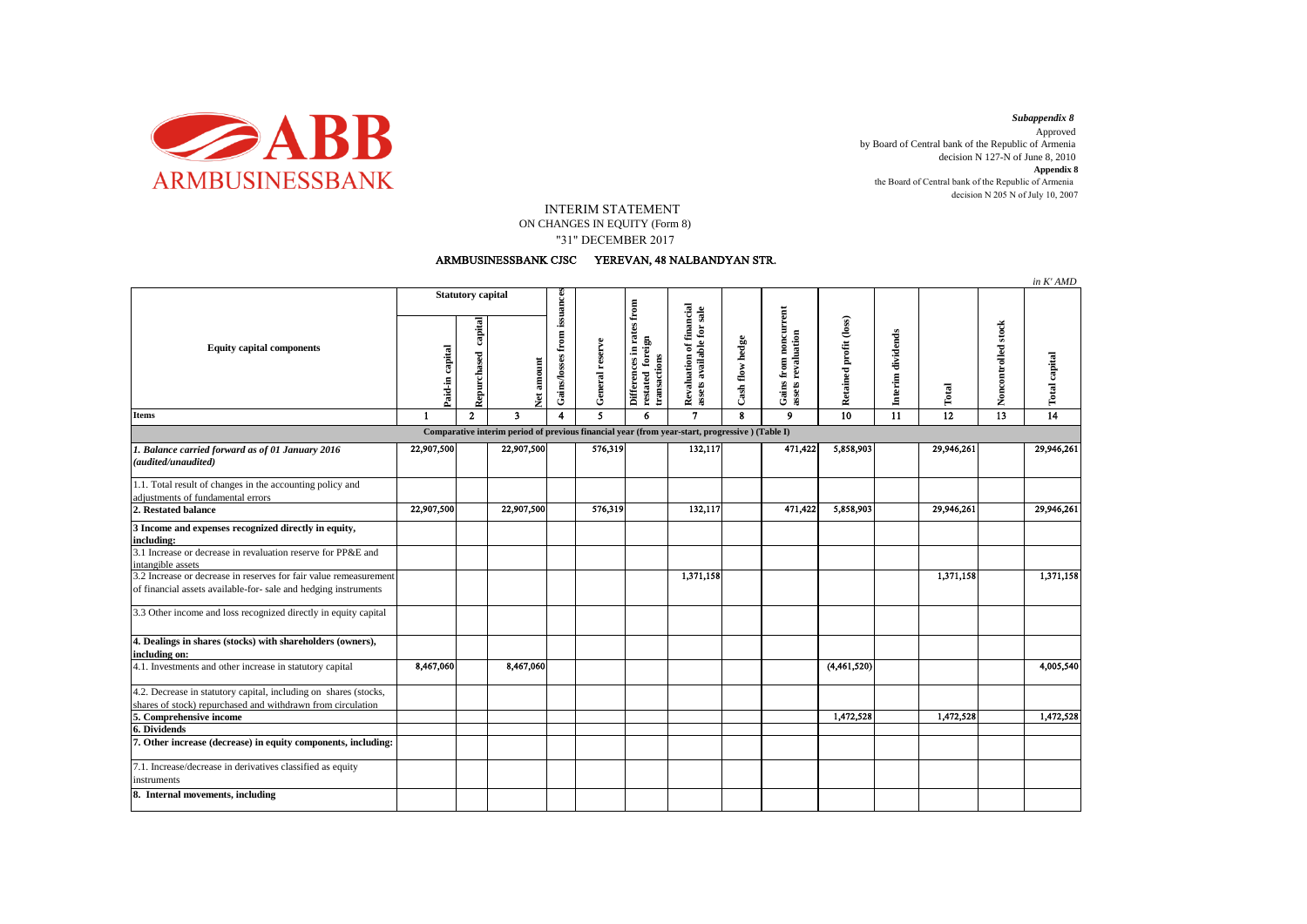ARMBUSINESSBANK

*Subappendix 8*
Approved
by Board of Central bank of the Republic of Armenia
decision N 127-N of June 8, 2010
**Appendix 8**
the Board of Central bank of the Republic of Armenia
decision N 205 N of July 10, 2007

# INTERIM STATEMENT
## ON CHANGES IN EQUITY (Form 8)
## "31" DECEMBER 2017

### ARMBUSINESSBANK CJSC YEREVAN, 48 NALBANDYAN STR.

*in K' AMD*

| Equity capital components | Statutory capital | | | Gains/losses from issuances | General reserve | Differences in rates from restated foreign transactions | Revaluation of financial assets available for sale | Cash flow hedge | Gains from noncurrent assets revaluation | Retained profit (loss) | Interim dividends | Total | Noncontrolled stock | Total capital |
|---|---|---|---|---|---|---|---|---|---|---|---|---|---|---|
| | Paid-in capital | Repurchased capital | Net amount | | | | | | | | | | | |
| **Items** | 1 | 2 | 3 | 4 | 5 | 6 | 7 | 8 | 9 | 10 | 11 | 12 | 13 | 14 |
| **Comparative interim period of previous financial year (from year-start, progressive ) (Table I)** | | | | | | | | | | | | | | |
| ***1. Balance carried forward as of 01 January 2016 (audited/unaudited)*** | 22,907,500 | | 22,907,500 | | 576,319 | | 132,117 | | 471,422 | 5,858,903 | | 29,946,261 | | 29,946,261 |
| 1.1. Total result of changes in the accounting policy and adjustments of fundamental errors | | | | | | | | | | | | | | |
| **2. Restated balance** | 22,907,500 | | 22,907,500 | | 576,319 | | 132,117 | | 471,422 | 5,858,903 | | 29,946,261 | | 29,946,261 |
| **3 Income and expenses recognized directly in equity, including:** | | | | | | | | | | | | | | |
| 3.1 Increase or decrease in revaluation reserve for PP&E and intangible assets | | | | | | | | | | | | | | |
| 3.2 Increase or decrease in reserves for fair value remeasurement of financial assets available-for- sale and hedging instruments | | | | | | | 1,371,158 | | | | | 1,371,158 | | 1,371,158 |
| 3.3 Other income and loss recognized directly in equity capital | | | | | | | | | | | | | | |
| **4. Dealings in shares (stocks) with shareholders (owners), including on:** | | | | | | | | | | | | | | |
| 4.1. Investments and other increase in statutory capital | 8,467,060 | | 8,467,060 | | | | | | | (4,461,520) | | | | 4,005,540 |
| 4.2. Decrease in statutory capital, including on shares (stocks, shares of stock) repurchased and withdrawn from circulation | | | | | | | | | | | | | | |
| **5. Comprehensive income** | | | | | | | | | | 1,472,528 | | 1,472,528 | | 1,472,528 |
| **6. Dividends** | | | | | | | | | | | | | | |
| **7. Other increase (decrease) in equity components, including:** | | | | | | | | | | | | | | |
| 7.1. Increase/decrease in derivatives classified as equity instruments | | | | | | | | | | | | | | |
| **8. Internal movements, including** | | | | | | | | | | | | | | |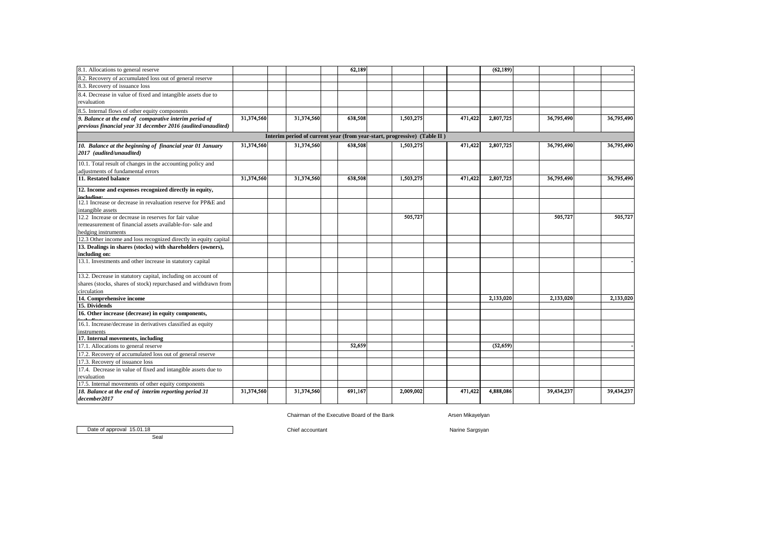| | | | | | | | | | | | | | | |
|---|---|---|---|---|---|---|---|---|---|---|---|---|---|---|
| 8.1. Allocations to general reserve | | | | | 62,189 | | | | | (62,189) | | | | - |
| 8.2. Recovery of accumulated loss out of general reserve | | | | | | | | | | | | | | |
| 8.3. Recovery of issuance loss | | | | | | | | | | | | | | |
| 8.4. Decrease in value of fixed and intangible assets due to revaluation | | | | | | | | | | | | | | |
| 8.5. Internal flows of other equity components | | | | | | | | | | | | | | |
| *9. Balance at the end of comparative interim period of previous financial year 31 december 2016 (audited/anaudited)* | 31,374,560 | | 31,374,560 | | 638,508 | | 1,503,275 | | 471,422 | 2,807,725 | | 36,795,490 | | 36,795,490 |
| **Interim period of current year (from year-start, progressive) (Table II )** | | | | | | | | | | | | | | |
| *10. Balance at the beginning of financial year 01 January 2017 (audited/unaudited)* | 31,374,560 | | 31,374,560 | | 638,508 | | 1,503,275 | | 471,422 | 2,807,725 | | 36,795,490 | | 36,795,490 |
| 10.1. Total result of changes in the accounting policy and adjustments of fundamental errors | | | | | | | | | | | | | | |
| **11. Restated balance** | 31,374,560 | | 31,374,560 | | 638,508 | | 1,503,275 | | 471,422 | 2,807,725 | | 36,795,490 | | 36,795,490 |
| **12. Income and expenses recognized directly in equity, including:** | | | | | | | | | | | | | | |
| 12.1 Increase or decrease in revaluation reserve for PP&E and intangible assets | | | | | | | | | | | | | | |
| 12.2 Increase or decrease in reserves for fair value remeasurement of financial assets available-for- sale and hedging instruments | | | | | | | 505,727 | | | | | 505,727 | | 505,727 |
| 12.3 Other income and loss recognized directly in equity capital | | | | | | | | | | | | | | |
| **13. Dealings in shares (stocks) with shareholders (owners), including on:** | | | | | | | | | | | | | | |
| 13.1. Investments and other increase in statutory capital | | | | | | | | | | | | | | - |
| 13.2. Decrease in statutory capital, including on account of shares (stocks, shares of stock) repurchased and withdrawn from circulation | | | | | | | | | | | | | | |
| **14. Comprehensive income** | | | | | | | | | | 2,133,020 | | 2,133,020 | | 2,133,020 |
| **15. Dividends** | | | | | | | | | | | | | | |
| **16. Other increase (decrease) in equity components, including** | | | | | | | | | | | | | | |
| 16.1. Increase/decrease in derivatives classified as equity instruments | | | | | | | | | | | | | | |
| **17. Internal movements, including** | | | | | | | | | | | | | | |
| 17.1. Allocations to general reserve | | | | | 52,659 | | | | | (52,659) | | | | - |
| 17.2. Recovery of accumulated loss out of general reserve | | | | | | | | | | | | | | |
| 17.3. Recovery of issuance loss | | | | | | | | | | | | | | |
| 17.4. Decrease in value of fixed and intangible assets due to revaluation | | | | | | | | | | | | | | |
| 17.5. Internal movements of other equity components | | | | | | | | | | | | | | |
| *18. Balance at the end of interim reporting period 31 december2017* | 31,374,560 | | 31,374,560 | | 691,167 | | 2,009,002 | | 471,422 | 4,888,086 | | 39,434,237 | | 39,434,237 |

Chairman of the Executive Board of the Bank Arsen Mikayelyan

Date of approval 15.01.18

Chief accountant Narine Sargsyan

Seal